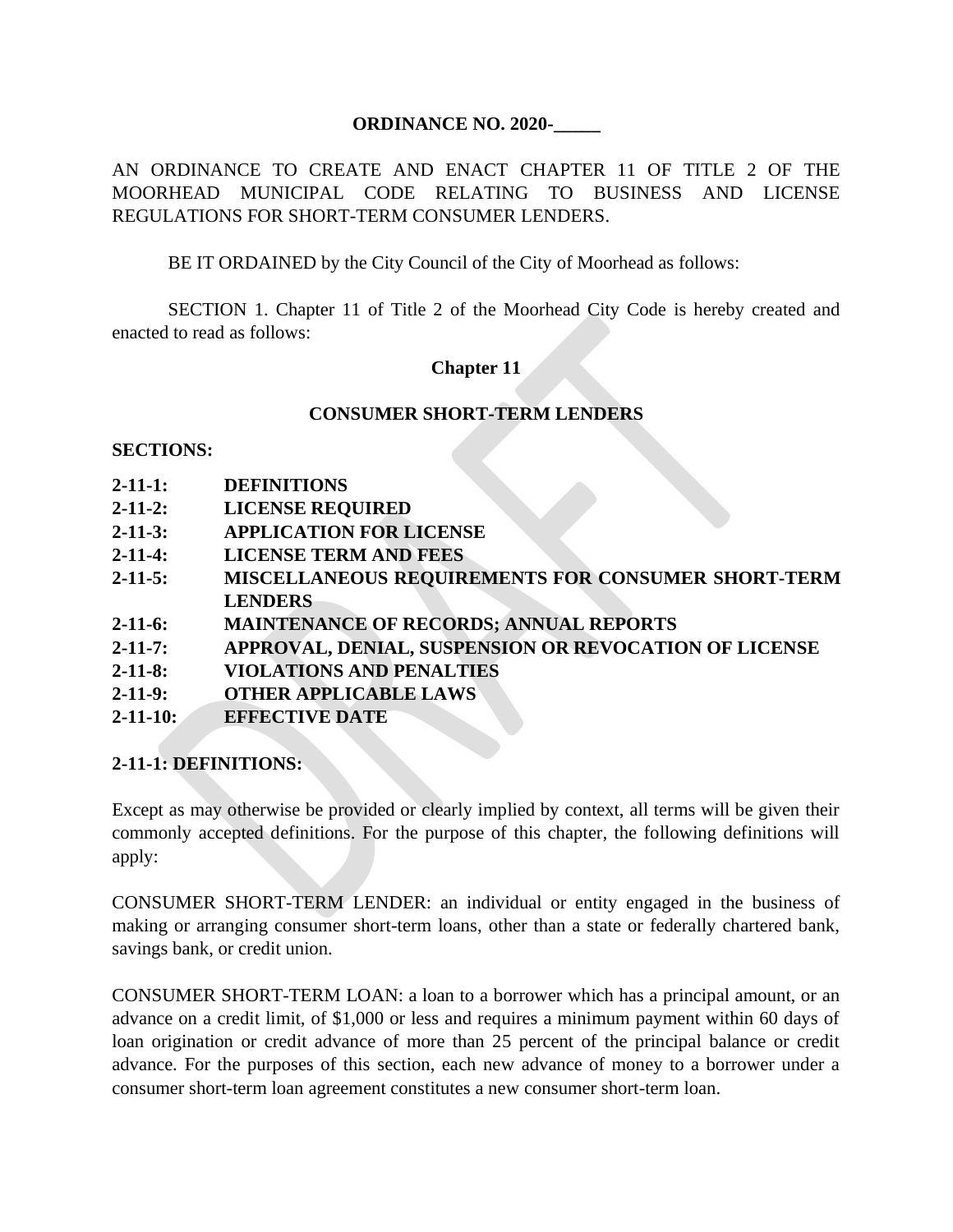**ORDINANCE NO. 2020-\_\_\_\_\_**

AN ORDINANCE TO CREATE AND ENACT CHAPTER 11 OF TITLE 2 OF THE MOORHEAD MUNICIPAL CODE RELATING TO BUSINESS AND LICENSE REGULATIONS FOR SHORT-TERM CONSUMER LENDERS.

BE IT ORDAINED by the City Council of the City of Moorhead as follows:

SECTION 1. Chapter 11 of Title 2 of the Moorhead City Code is hereby created and enacted to read as follows:

**Chapter 11**

**CONSUMER SHORT-TERM LENDERS**

**SECTIONS:**

- **2-11-1: DEFINITIONS**
- **2-11-2: LICENSE REQUIRED**
- **2-11-3: APPLICATION FOR LICENSE**
- **2-11-4: LICENSE TERM AND FEES**
- **2-11-5: MISCELLANEOUS REQUIREMENTS FOR CONSUMER SHORT-TERM LENDERS**
- **2-11-6: MAINTENANCE OF RECORDS; ANNUAL REPORTS**
- **2-11-7: APPROVAL, DENIAL, SUSPENSION OR REVOCATION OF LICENSE**
- **2-11-8: VIOLATIONS AND PENALTIES**
- **2-11-9: OTHER APPLICABLE LAWS**
- **2-11-10: EFFECTIVE DATE**

**2-11-1: DEFINITIONS:**

Except as may otherwise be provided or clearly implied by context, all terms will be given their commonly accepted definitions. For the purpose of this chapter, the following definitions will apply:

CONSUMER SHORT-TERM LENDER: an individual or entity engaged in the business of making or arranging consumer short-term loans, other than a state or federally chartered bank, savings bank, or credit union.

CONSUMER SHORT-TERM LOAN: a loan to a borrower which has a principal amount, or an advance on a credit limit, of $1,000 or less and requires a minimum payment within 60 days of loan origination or credit advance of more than 25 percent of the principal balance or credit advance. For the purposes of this section, each new advance of money to a borrower under a consumer short-term loan agreement constitutes a new consumer short-term loan.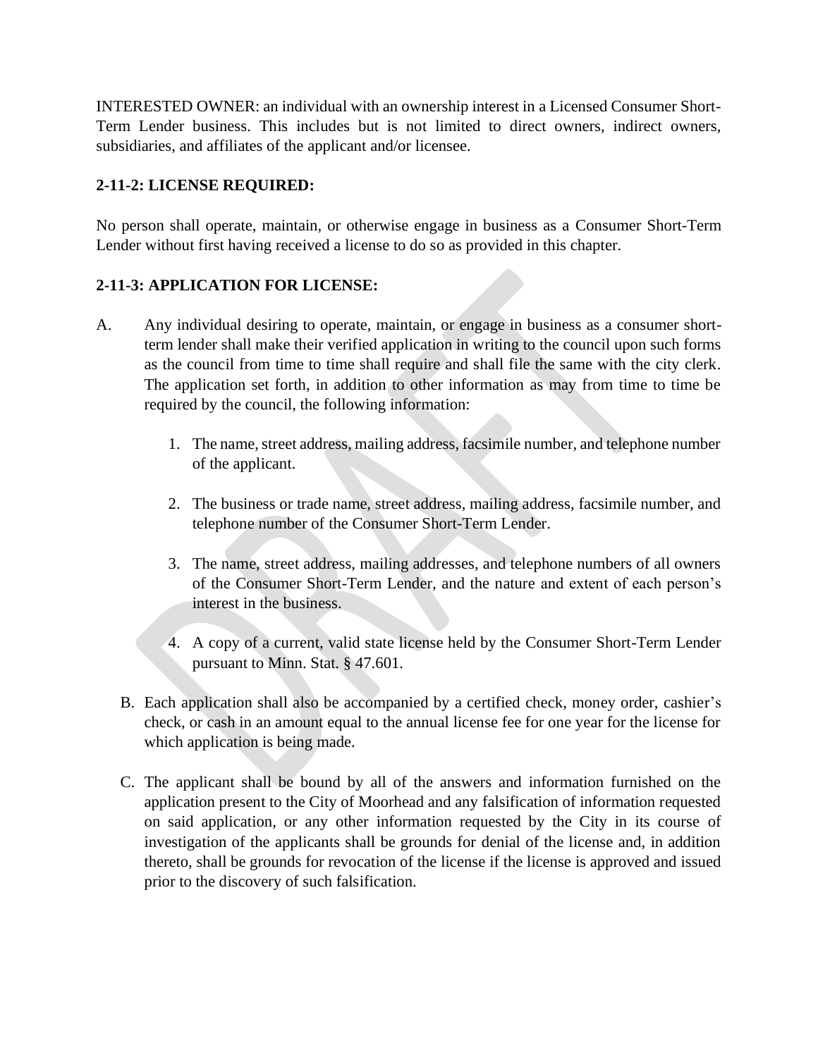INTERESTED OWNER: an individual with an ownership interest in a Licensed Consumer Short-Term Lender business. This includes but is not limited to direct owners, indirect owners, subsidiaries, and affiliates of the applicant and/or licensee.

### 2-11-2: LICENSE REQUIRED:

No person shall operate, maintain, or otherwise engage in business as a Consumer Short-Term Lender without first having received a license to do so as provided in this chapter.

### 2-11-3: APPLICATION FOR LICENSE:

A. Any individual desiring to operate, maintain, or engage in business as a consumer short-term lender shall make their verified application in writing to the council upon such forms as the council from time to time shall require and shall file the same with the city clerk. The application set forth, in addition to other information as may from time to time be required by the council, the following information:

   1. The name, street address, mailing address, facsimile number, and telephone number of the applicant.

   2. The business or trade name, street address, mailing address, facsimile number, and telephone number of the Consumer Short-Term Lender.

   3. The name, street address, mailing addresses, and telephone numbers of all owners of the Consumer Short-Term Lender, and the nature and extent of each person's interest in the business.

   4. A copy of a current, valid state license held by the Consumer Short-Term Lender pursuant to Minn. Stat. § 47.601.

B. Each application shall also be accompanied by a certified check, money order, cashier's check, or cash in an amount equal to the annual license fee for one year for the license for which application is being made.

C. The applicant shall be bound by all of the answers and information furnished on the application present to the City of Moorhead and any falsification of information requested on said application, or any other information requested by the City in its course of investigation of the applicants shall be grounds for denial of the license and, in addition thereto, shall be grounds for revocation of the license if the license is approved and issued prior to the discovery of such falsification.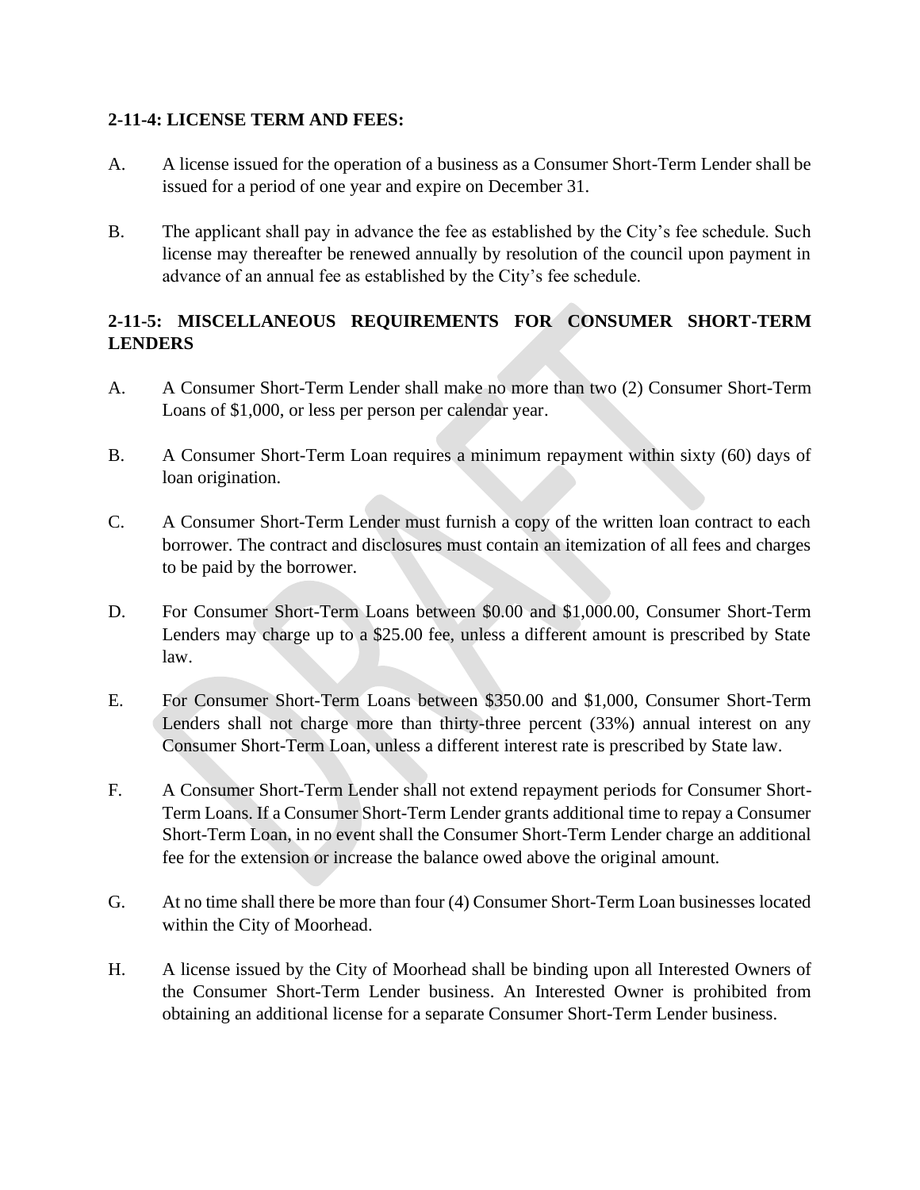## 2-11-4: LICENSE TERM AND FEES:

A. A license issued for the operation of a business as a Consumer Short-Term Lender shall be issued for a period of one year and expire on December 31.

B. The applicant shall pay in advance the fee as established by the City's fee schedule. Such license may thereafter be renewed annually by resolution of the council upon payment in advance of an annual fee as established by the City's fee schedule.

## 2-11-5: MISCELLANEOUS REQUIREMENTS FOR CONSUMER SHORT-TERM LENDERS

A. A Consumer Short-Term Lender shall make no more than two (2) Consumer Short-Term Loans of $1,000, or less per person per calendar year.

B. A Consumer Short-Term Loan requires a minimum repayment within sixty (60) days of loan origination.

C. A Consumer Short-Term Lender must furnish a copy of the written loan contract to each borrower. The contract and disclosures must contain an itemization of all fees and charges to be paid by the borrower.

D. For Consumer Short-Term Loans between $0.00 and $1,000.00, Consumer Short-Term Lenders may charge up to a $25.00 fee, unless a different amount is prescribed by State law.

E. For Consumer Short-Term Loans between $350.00 and $1,000, Consumer Short-Term Lenders shall not charge more than thirty-three percent (33%) annual interest on any Consumer Short-Term Loan, unless a different interest rate is prescribed by State law.

F. A Consumer Short-Term Lender shall not extend repayment periods for Consumer Short-Term Loans. If a Consumer Short-Term Lender grants additional time to repay a Consumer Short-Term Loan, in no event shall the Consumer Short-Term Lender charge an additional fee for the extension or increase the balance owed above the original amount.

G. At no time shall there be more than four (4) Consumer Short-Term Loan businesses located within the City of Moorhead.

H. A license issued by the City of Moorhead shall be binding upon all Interested Owners of the Consumer Short-Term Lender business. An Interested Owner is prohibited from obtaining an additional license for a separate Consumer Short-Term Lender business.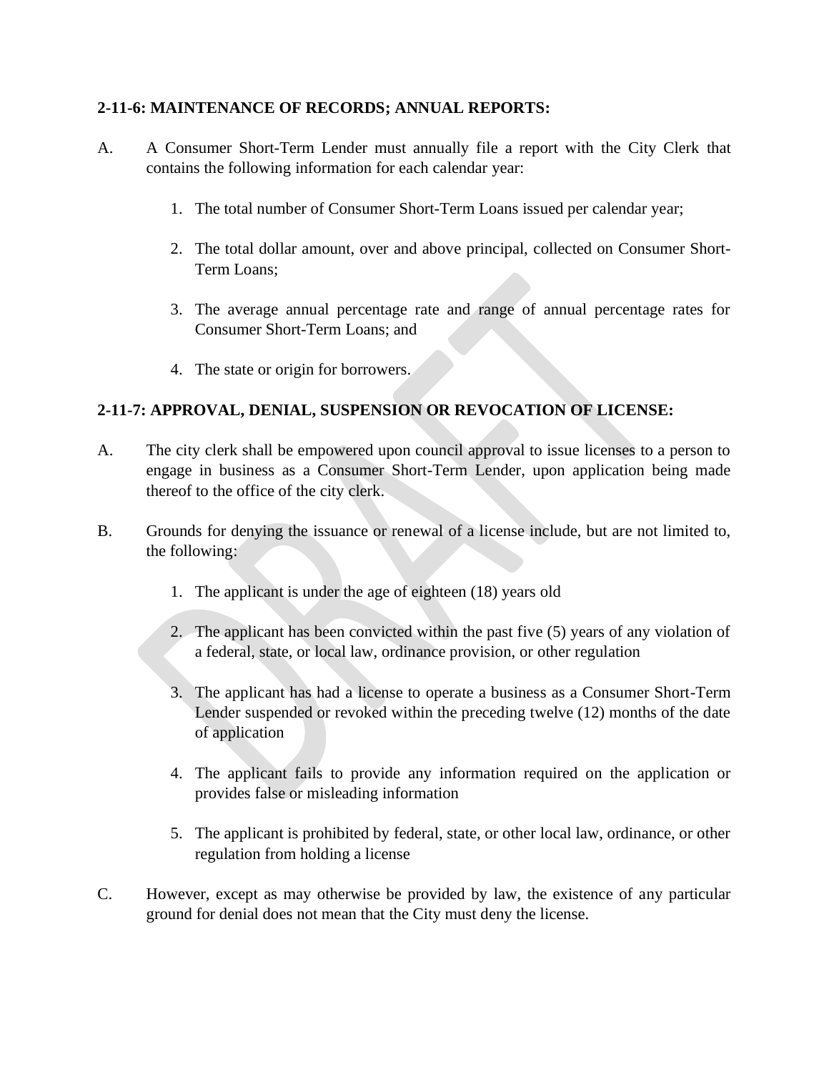**2-11-6: MAINTENANCE OF RECORDS; ANNUAL REPORTS:**

A. A Consumer Short-Term Lender must annually file a report with the City Clerk that contains the following information for each calendar year:

1. The total number of Consumer Short-Term Loans issued per calendar year;

2. The total dollar amount, over and above principal, collected on Consumer Short-Term Loans;

3. The average annual percentage rate and range of annual percentage rates for Consumer Short-Term Loans; and

4. The state or origin for borrowers.

**2-11-7: APPROVAL, DENIAL, SUSPENSION OR REVOCATION OF LICENSE:**

A. The city clerk shall be empowered upon council approval to issue licenses to a person to engage in business as a Consumer Short-Term Lender, upon application being made thereof to the office of the city clerk.

B. Grounds for denying the issuance or renewal of a license include, but are not limited to, the following:

1. The applicant is under the age of eighteen (18) years old

2. The applicant has been convicted within the past five (5) years of any violation of a federal, state, or local law, ordinance provision, or other regulation

3. The applicant has had a license to operate a business as a Consumer Short-Term Lender suspended or revoked within the preceding twelve (12) months of the date of application

4. The applicant fails to provide any information required on the application or provides false or misleading information

5. The applicant is prohibited by federal, state, or other local law, ordinance, or other regulation from holding a license

C. However, except as may otherwise be provided by law, the existence of any particular ground for denial does not mean that the City must deny the license.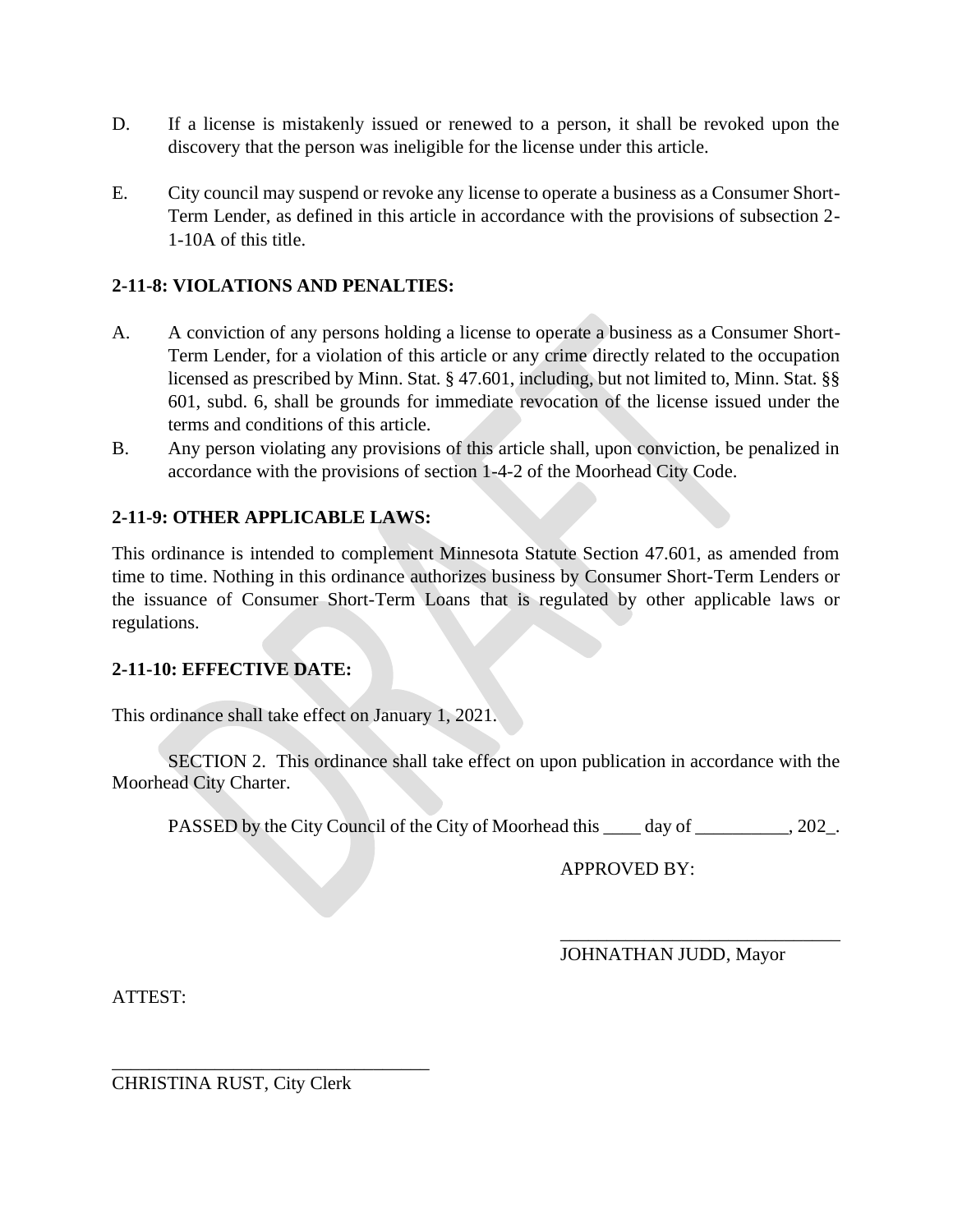D. If a license is mistakenly issued or renewed to a person, it shall be revoked upon the discovery that the person was ineligible for the license under this article.

E. City council may suspend or revoke any license to operate a business as a Consumer Short-Term Lender, as defined in this article in accordance with the provisions of subsection 2-1-10A of this title.

**2-11-8: VIOLATIONS AND PENALTIES:**

A. A conviction of any persons holding a license to operate a business as a Consumer Short-Term Lender, for a violation of this article or any crime directly related to the occupation licensed as prescribed by Minn. Stat. § 47.601, including, but not limited to, Minn. Stat. §§ 601, subd. 6, shall be grounds for immediate revocation of the license issued under the terms and conditions of this article.

B. Any person violating any provisions of this article shall, upon conviction, be penalized in accordance with the provisions of section 1-4-2 of the Moorhead City Code.

**2-11-9: OTHER APPLICABLE LAWS:**

This ordinance is intended to complement Minnesota Statute Section 47.601, as amended from time to time. Nothing in this ordinance authorizes business by Consumer Short-Term Lenders or the issuance of Consumer Short-Term Loans that is regulated by other applicable laws or regulations.

**2-11-10: EFFECTIVE DATE:**

This ordinance shall take effect on January 1, 2021.

SECTION 2. This ordinance shall take effect on upon publication in accordance with the Moorhead City Charter.

PASSED by the City Council of the City of Moorhead this ____ day of __________, 202_.

APPROVED BY:

______________________________
JOHNATHAN JUDD, Mayor

ATTEST:

___________________________________
CHRISTINA RUST, City Clerk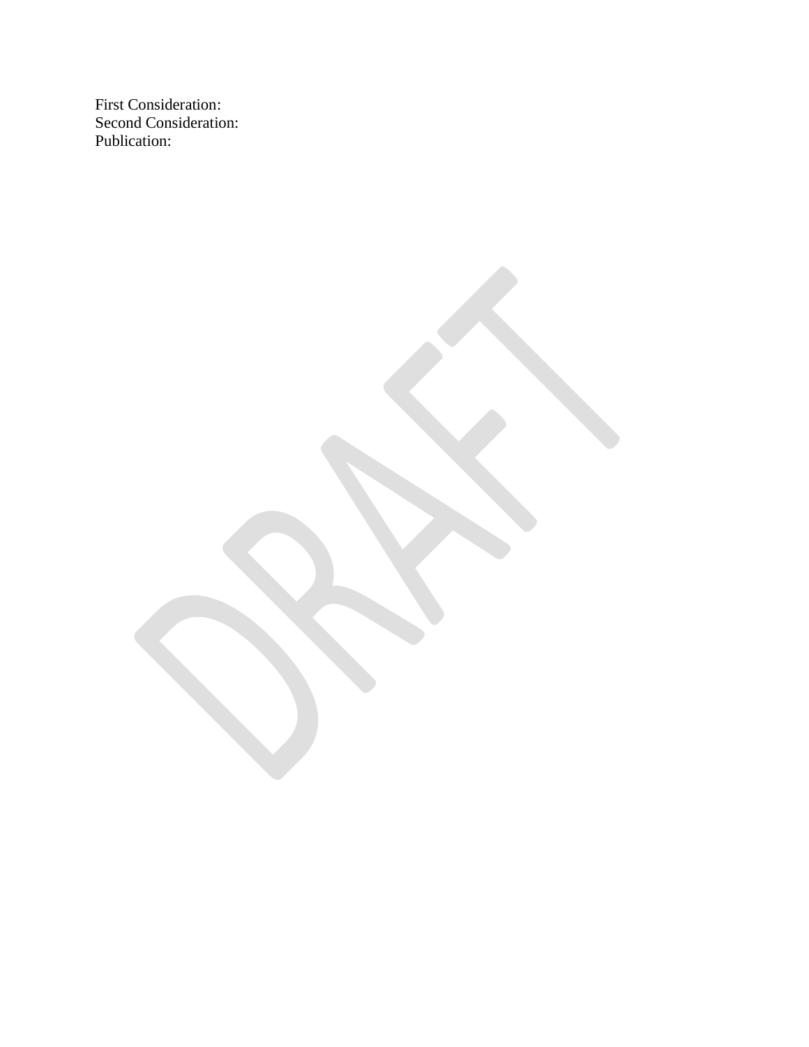First Consideration:
Second Consideration:
Publication: